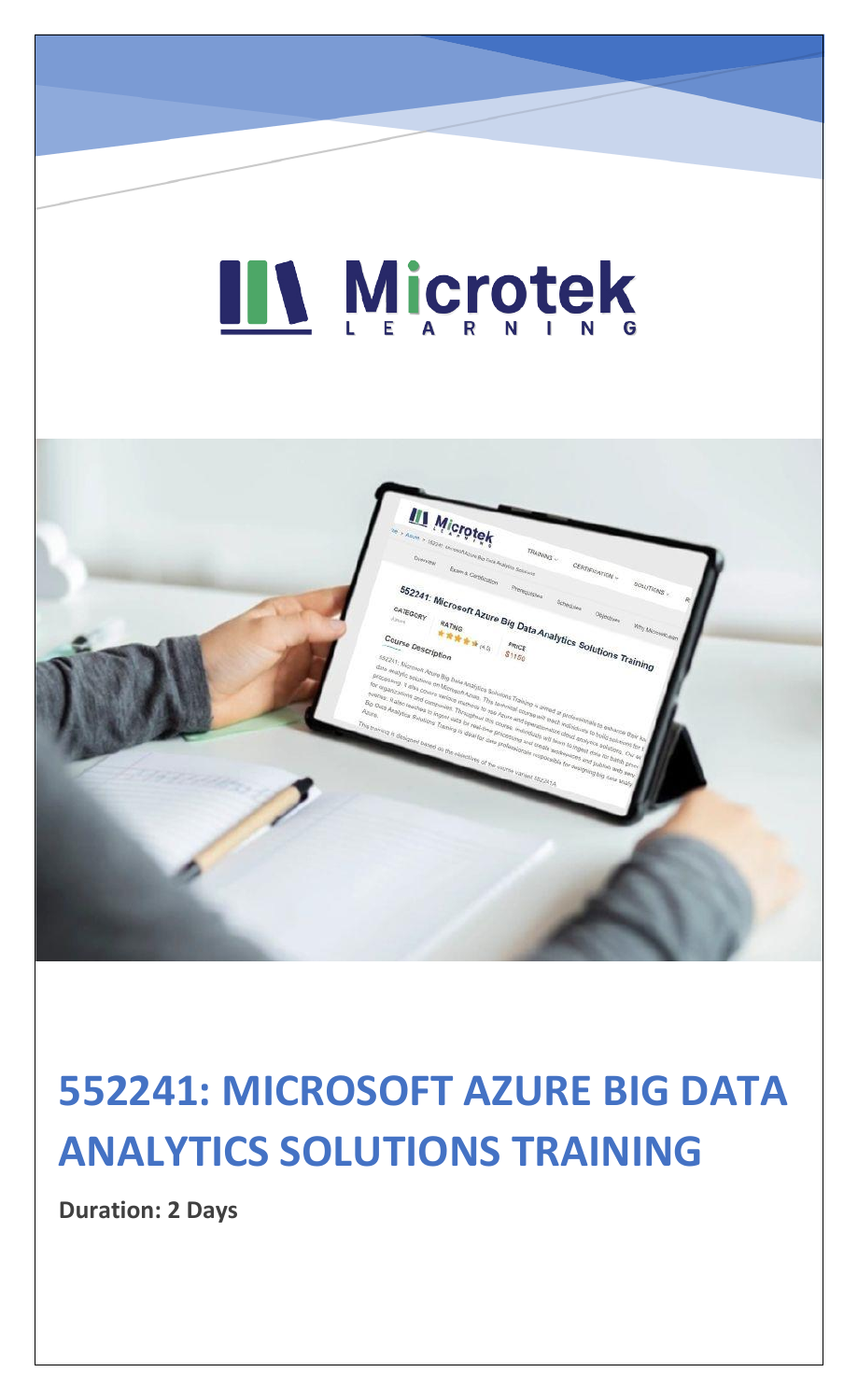# 552241: MICROSOFT AZURE BIG DATA ANALYTICS SOLUTIONS TRAINING

**Duration: 2 Days**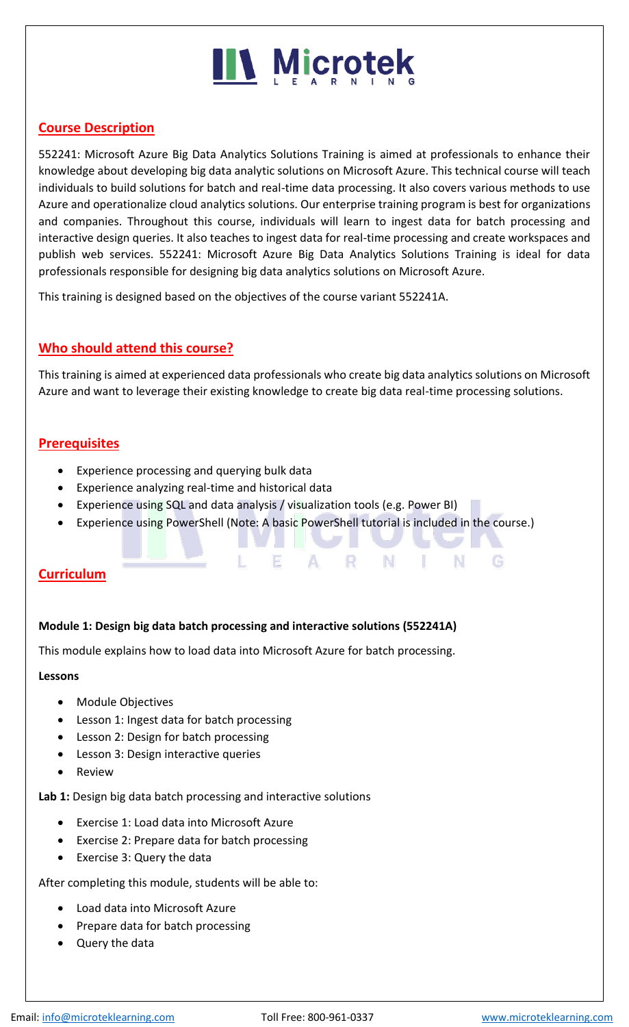## Course Description

552241: Microsoft Azure Big Data Analytics Solutions Training is aimed at professionals to enhance their knowledge about developing big data analytic solutions on Microsoft Azure. This technical course will teach individuals to build solutions for batch and real-time data processing. It also covers various methods to use Azure and operationalize cloud analytics solutions. Our enterprise training program is best for organizations and companies. Throughout this course, individuals will learn to ingest data for batch processing and interactive design queries. It also teaches to ingest data for real-time processing and create workspaces and publish web services. 552241: Microsoft Azure Big Data Analytics Solutions Training is ideal for data professionals responsible for designing big data analytics solutions on Microsoft Azure.

This training is designed based on the objectives of the course variant 552241A.

## Who should attend this course?

This training is aimed at experienced data professionals who create big data analytics solutions on Microsoft Azure and want to leverage their existing knowledge to create big data real-time processing solutions.

## Prerequisites

- Experience processing and querying bulk data
- Experience analyzing real-time and historical data
- Experience using SQL and data analysis / visualization tools (e.g. Power BI)
- Experience using PowerShell (Note: A basic PowerShell tutorial is included in the course.)

## Curriculum

**Module 1: Design big data batch processing and interactive solutions (552241A)**

This module explains how to load data into Microsoft Azure for batch processing.

**Lessons**

- Module Objectives
- Lesson 1: Ingest data for batch processing
- Lesson 2: Design for batch processing
- Lesson 3: Design interactive queries
- Review

**Lab 1:** Design big data batch processing and interactive solutions

- Exercise 1: Load data into Microsoft Azure
- Exercise 2: Prepare data for batch processing
- Exercise 3: Query the data

After completing this module, students will be able to:

- Load data into Microsoft Azure
- Prepare data for batch processing
- Query the data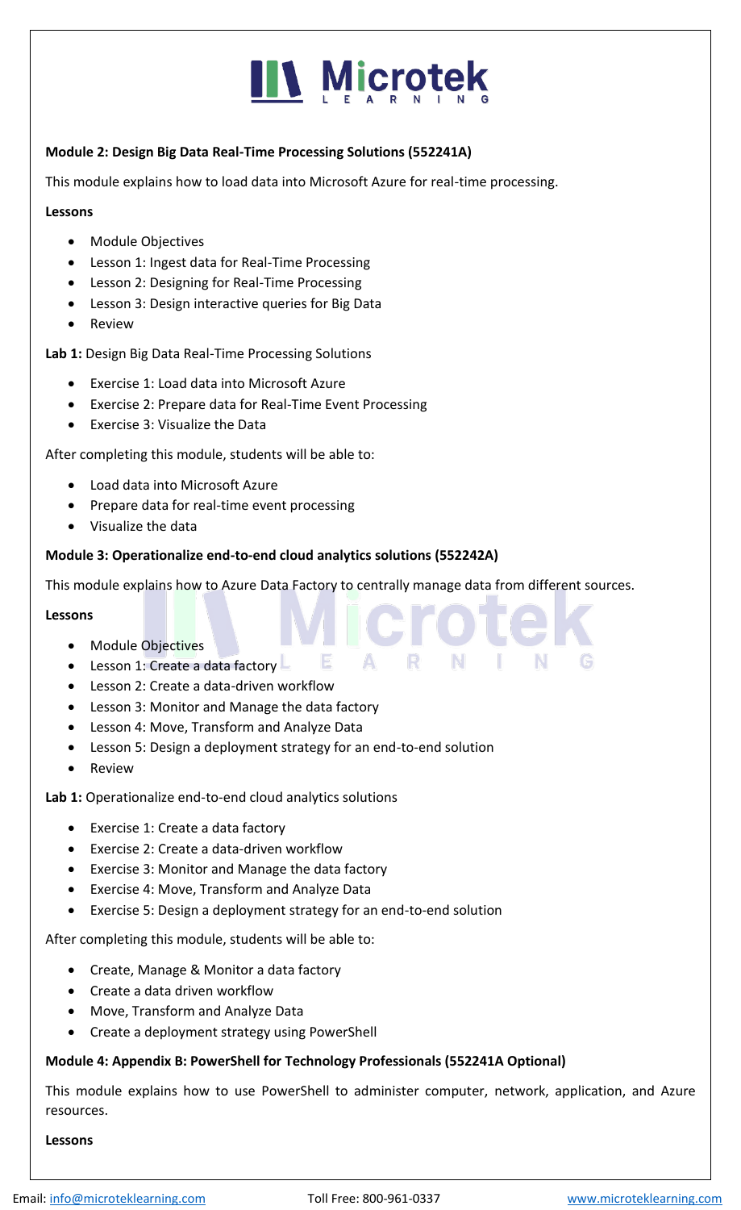**Module 2: Design Big Data Real-Time Processing Solutions (552241A)**

This module explains how to load data into Microsoft Azure for real-time processing.

**Lessons**

- Module Objectives
- Lesson 1: Ingest data for Real-Time Processing
- Lesson 2: Designing for Real-Time Processing
- Lesson 3: Design interactive queries for Big Data
- Review

**Lab 1:** Design Big Data Real-Time Processing Solutions

- Exercise 1: Load data into Microsoft Azure
- Exercise 2: Prepare data for Real-Time Event Processing
- Exercise 3: Visualize the Data

After completing this module, students will be able to:

- Load data into Microsoft Azure
- Prepare data for real-time event processing
- Visualize the data

**Module 3: Operationalize end-to-end cloud analytics solutions (552242A)**

This module explains how to Azure Data Factory to centrally manage data from different sources.

**Lessons**

- Module Objectives
- Lesson 1: Create a data factory
- Lesson 2: Create a data-driven workflow
- Lesson 3: Monitor and Manage the data factory
- Lesson 4: Move, Transform and Analyze Data
- Lesson 5: Design a deployment strategy for an end-to-end solution
- Review

**Lab 1:** Operationalize end-to-end cloud analytics solutions

- Exercise 1: Create a data factory
- Exercise 2: Create a data-driven workflow
- Exercise 3: Monitor and Manage the data factory
- Exercise 4: Move, Transform and Analyze Data
- Exercise 5: Design a deployment strategy for an end-to-end solution

After completing this module, students will be able to:

- Create, Manage & Monitor a data factory
- Create a data driven workflow
- Move, Transform and Analyze Data
- Create a deployment strategy using PowerShell

**Module 4: Appendix B: PowerShell for Technology Professionals (552241A Optional)**

This module explains how to use PowerShell to administer computer, network, application, and Azure resources.

**Lessons**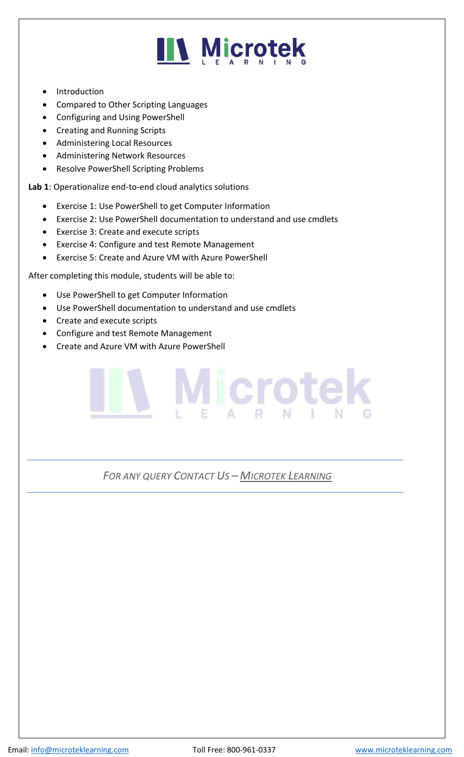- Introduction
- Compared to Other Scripting Languages
- Configuring and Using PowerShell
- Creating and Running Scripts
- Administering Local Resources
- Administering Network Resources
- Resolve PowerShell Scripting Problems

**Lab 1**: Operationalize end-to-end cloud analytics solutions

- Exercise 1: Use PowerShell to get Computer Information
- Exercise 2: Use PowerShell documentation to understand and use cmdlets
- Exercise 3: Create and execute scripts
- Exercise 4: Configure and test Remote Management
- Exercise 5: Create and Azure VM with Azure PowerShell

After completing this module, students will be able to:

- Use PowerShell to get Computer Information
- Use PowerShell documentation to understand and use cmdlets
- Create and execute scripts
- Configure and test Remote Management
- Create and Azure VM with Azure PowerShell

---

*FOR ANY QUERY CONTACT US – MICROTEK LEARNING*

---

Email: info@microteklearning.com Toll Free: 800-961-0337 www.microteklearning.com